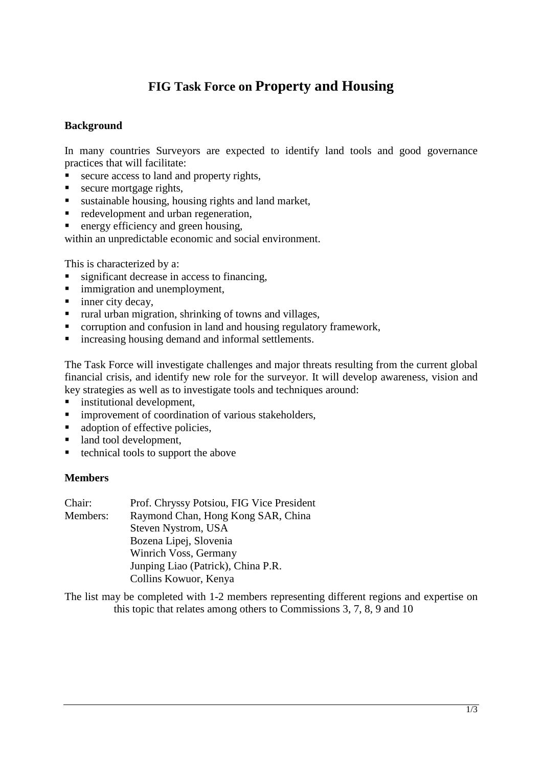# FIG Task Force on Property and Housing

## Background

In many countries Surveyors are expected to identify land tools and good governance practices that will facilitate:

- secure access to land and property rights,
- secure mortgage rights,
- sustainable housing, housing rights and land market,
- redevelopment and urban regeneration,
- energy efficiency and green housing,

within an unpredictable economic and social environment.

This is characterized by a:

- significant decrease in access to financing,
- immigration and unemployment,
- inner city decay,
- rural urban migration, shrinking of towns and villages,
- corruption and confusion in land and housing regulatory framework,
- increasing housing demand and informal settlements.

The Task Force will investigate challenges and major threats resulting from the current global financial crisis, and identify new role for the surveyor. It will develop awareness, vision and key strategies as well as to investigate tools and techniques around:

- institutional development,
- improvement of coordination of various stakeholders,
- adoption of effective policies,
- land tool development,
- technical tools to support the above

## Members

Chair: Prof. Chryssy Potsiou, FIG Vice President

Members:
Raymond Chan, Hong Kong SAR, China
Steven Nystrom, USA
Bozena Lipej, Slovenia
Winrich Voss, Germany
Junping Liao (Patrick), China P.R.
Collins Kowuor, Kenya

The list may be completed with 1-2 members representing different regions and expertise on this topic that relates among others to Commissions 3, 7, 8, 9 and 10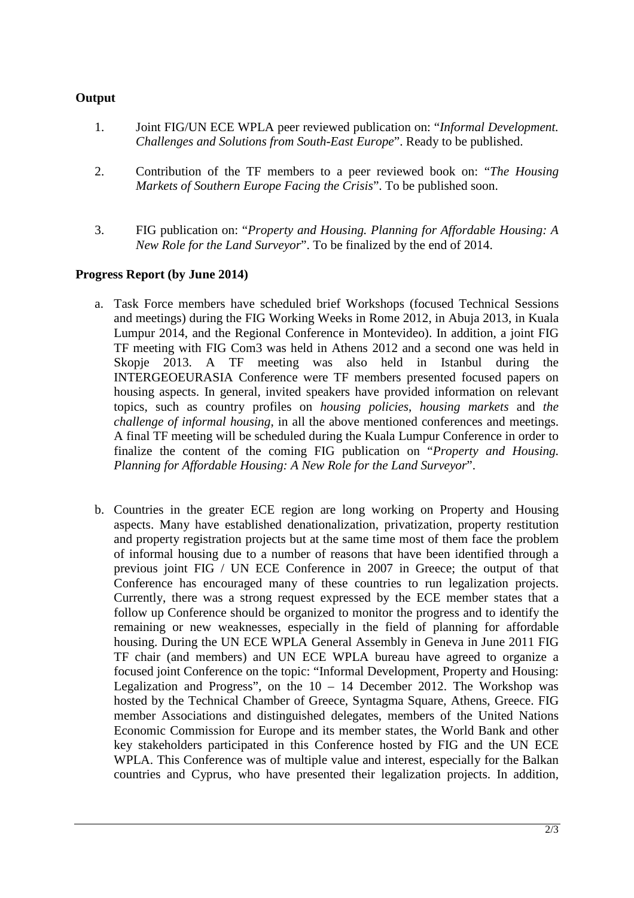**Output**

1. Joint FIG/UN ECE WPLA peer reviewed publication on: "*Informal Development. Challenges and Solutions from South-East Europe*". Ready to be published.

2. Contribution of the TF members to a peer reviewed book on: "*The Housing Markets of Southern Europe Facing the Crisis*". To be published soon.

3. FIG publication on: "*Property and Housing. Planning for Affordable Housing: A New Role for the Land Surveyor*". To be finalized by the end of 2014.

**Progress Report (by June 2014)**

a. Task Force members have scheduled brief Workshops (focused Technical Sessions and meetings) during the FIG Working Weeks in Rome 2012, in Abuja 2013, in Kuala Lumpur 2014, and the Regional Conference in Montevideo). In addition, a joint FIG TF meeting with FIG Com3 was held in Athens 2012 and a second one was held in Skopje 2013. A TF meeting was also held in Istanbul during the INTERGEOEURASIA Conference were TF members presented focused papers on housing aspects. In general, invited speakers have provided information on relevant topics, such as country profiles on *housing policies*, *housing markets* and *the challenge of informal housing*, in all the above mentioned conferences and meetings. A final TF meeting will be scheduled during the Kuala Lumpur Conference in order to finalize the content of the coming FIG publication on "*Property and Housing. Planning for Affordable Housing: A New Role for the Land Surveyor*".

b. Countries in the greater ECE region are long working on Property and Housing aspects. Many have established denationalization, privatization, property restitution and property registration projects but at the same time most of them face the problem of informal housing due to a number of reasons that have been identified through a previous joint FIG / UN ECE Conference in 2007 in Greece; the output of that Conference has encouraged many of these countries to run legalization projects. Currently, there was a strong request expressed by the ECE member states that a follow up Conference should be organized to monitor the progress and to identify the remaining or new weaknesses, especially in the field of planning for affordable housing. During the UN ECE WPLA General Assembly in Geneva in June 2011 FIG TF chair (and members) and UN ECE WPLA bureau have agreed to organize a focused joint Conference on the topic: "Informal Development, Property and Housing: Legalization and Progress", on the 10 – 14 December 2012. The Workshop was hosted by the Technical Chamber of Greece, Syntagma Square, Athens, Greece. FIG member Associations and distinguished delegates, members of the United Nations Economic Commission for Europe and its member states, the World Bank and other key stakeholders participated in this Conference hosted by FIG and the UN ECE WPLA. This Conference was of multiple value and interest, especially for the Balkan countries and Cyprus, who have presented their legalization projects. In addition,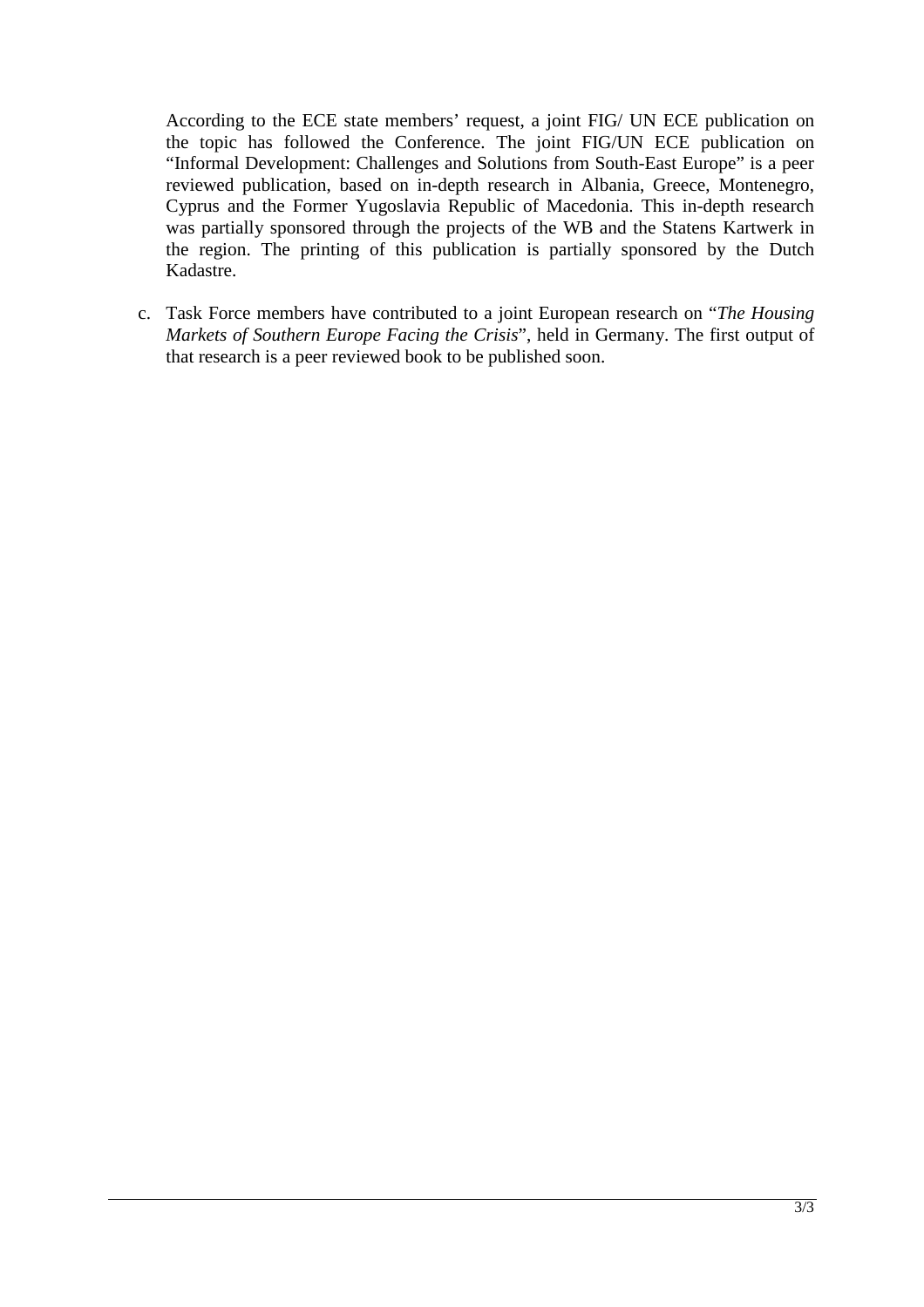According to the ECE state members' request, a joint FIG/ UN ECE publication on the topic has followed the Conference. The joint FIG/UN ECE publication on "Informal Development: Challenges and Solutions from South-East Europe" is a peer reviewed publication, based on in-depth research in Albania, Greece, Montenegro, Cyprus and the Former Yugoslavia Republic of Macedonia. This in-depth research was partially sponsored through the projects of the WB and the Statens Kartwerk in the region. The printing of this publication is partially sponsored by the Dutch Kadastre.

c. Task Force members have contributed to a joint European research on "*The Housing Markets of Southern Europe Facing the Crisis*", held in Germany. The first output of that research is a peer reviewed book to be published soon.